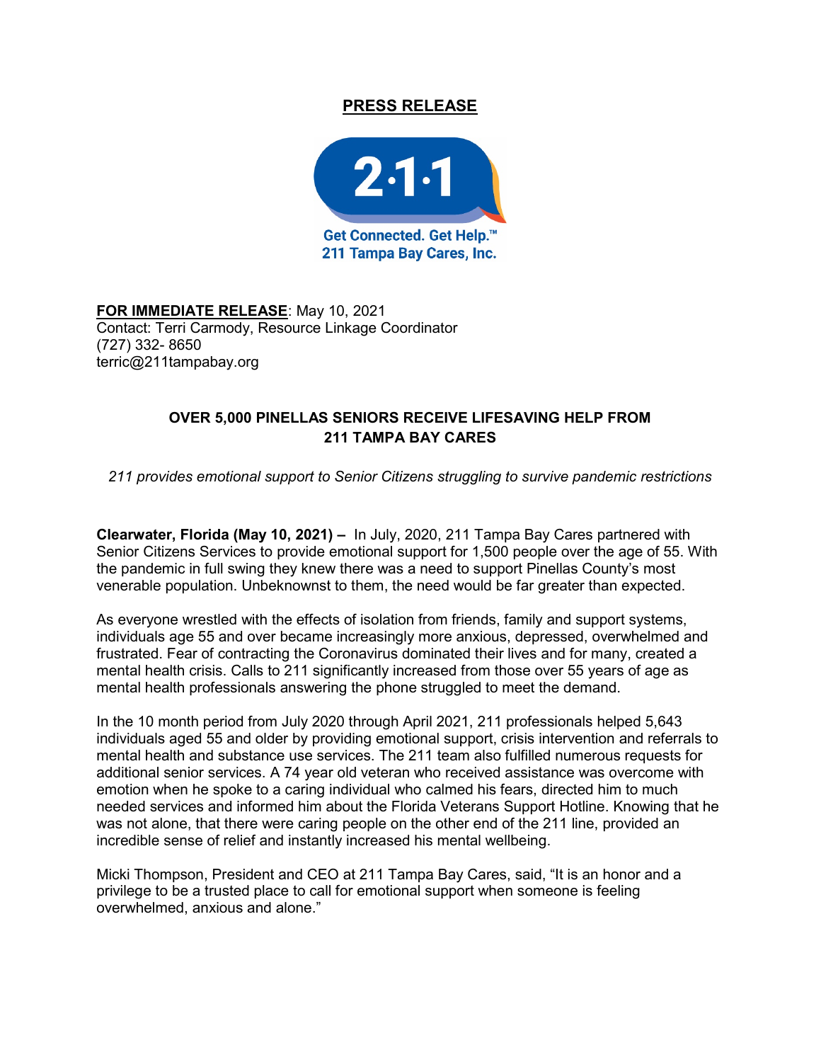**PRESS RELEASE**

2·1·1

Get Connected. Get Help.™
211 Tampa Bay Cares, Inc.

**FOR IMMEDIATE RELEASE**: May 10, 2021
Contact: Terri Carmody, Resource Linkage Coordinator
(727) 332- 8650
terric@211tampabay.org

**OVER 5,000 PINELLAS SENIORS RECEIVE LIFESAVING HELP FROM 211 TAMPA BAY CARES**

*211 provides emotional support to Senior Citizens struggling to survive pandemic restrictions*

**Clearwater, Florida (May 10, 2021) –** In July, 2020, 211 Tampa Bay Cares partnered with Senior Citizens Services to provide emotional support for 1,500 people over the age of 55. With the pandemic in full swing they knew there was a need to support Pinellas County's most venerable population. Unbeknownst to them, the need would be far greater than expected.

As everyone wrestled with the effects of isolation from friends, family and support systems, individuals age 55 and over became increasingly more anxious, depressed, overwhelmed and frustrated. Fear of contracting the Coronavirus dominated their lives and for many, created a mental health crisis. Calls to 211 significantly increased from those over 55 years of age as mental health professionals answering the phone struggled to meet the demand.

In the 10 month period from July 2020 through April 2021, 211 professionals helped 5,643 individuals aged 55 and older by providing emotional support, crisis intervention and referrals to mental health and substance use services. The 211 team also fulfilled numerous requests for additional senior services. A 74 year old veteran who received assistance was overcome with emotion when he spoke to a caring individual who calmed his fears, directed him to much needed services and informed him about the Florida Veterans Support Hotline. Knowing that he was not alone, that there were caring people on the other end of the 211 line, provided an incredible sense of relief and instantly increased his mental wellbeing.

Micki Thompson, President and CEO at 211 Tampa Bay Cares, said, "It is an honor and a privilege to be a trusted place to call for emotional support when someone is feeling overwhelmed, anxious and alone."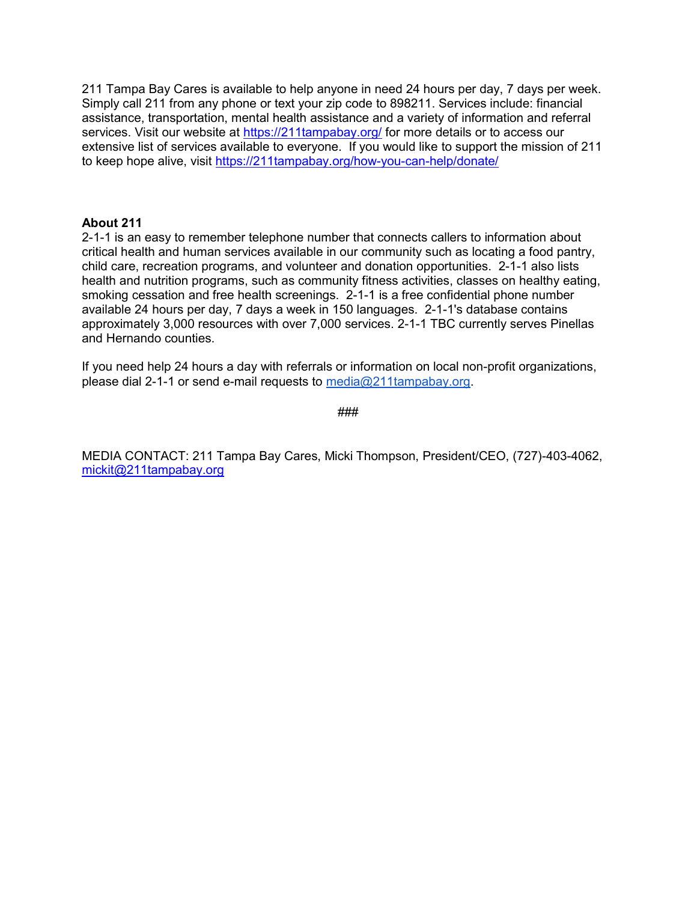211 Tampa Bay Cares is available to help anyone in need 24 hours per day, 7 days per week. Simply call 211 from any phone or text your zip code to 898211. Services include: financial assistance, transportation, mental health assistance and a variety of information and referral services. Visit our website at https://211tampabay.org/ for more details or to access our extensive list of services available to everyone. If you would like to support the mission of 211 to keep hope alive, visit https://211tampabay.org/how-you-can-help/donate/

**About 211**

2-1-1 is an easy to remember telephone number that connects callers to information about critical health and human services available in our community such as locating a food pantry, child care, recreation programs, and volunteer and donation opportunities. 2-1-1 also lists health and nutrition programs, such as community fitness activities, classes on healthy eating, smoking cessation and free health screenings. 2-1-1 is a free confidential phone number available 24 hours per day, 7 days a week in 150 languages. 2-1-1's database contains approximately 3,000 resources with over 7,000 services. 2-1-1 TBC currently serves Pinellas and Hernando counties.

If you need help 24 hours a day with referrals or information on local non-profit organizations, please dial 2-1-1 or send e-mail requests to media@211tampabay.org.

###

MEDIA CONTACT: 211 Tampa Bay Cares, Micki Thompson, President/CEO, (727)-403-4062, mickit@211tampabay.org